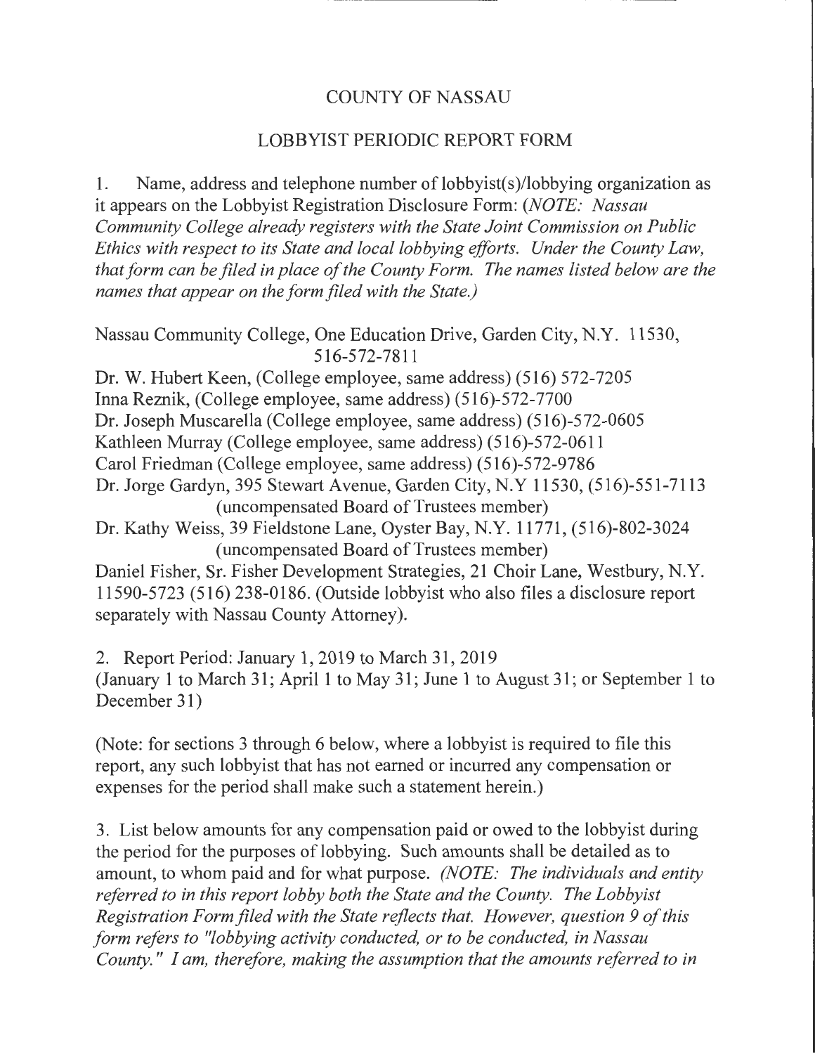# COUNTY OF NASSAU

## LOBBYIST PERIODIC REPORT FORM

1. Name, address and telephone number of lobbyist(s)/lobbying organization as it appears on the Lobbyist Registration Disclosure Form: *(NOTE: Nassau Community College already registers with the State Joint Commission on Public Ethics with respect to its State and local lobbying efforts. Under the County Law, that form can be filed in place of the County Form. The names listed below are the names that appear on the form filed with the State.)*

Nassau Community College, One Education Drive, Garden City, N.Y. 11530, 516-572-7811
Dr. W. Hubert Keen, (College employee, same address) (516) 572-7205
Inna Reznik, (College employee, same address) (516)-572-7700
Dr. Joseph Muscarella (College employee, same address) (516)-572-0605
Kathleen Murray (College employee, same address) (516)-572-0611
Carol Friedman (College employee, same address) (516)-572-9786
Dr. Jorge Gardyn, 395 Stewart Avenue, Garden City, N.Y 11530, (516)-551-7113 (uncompensated Board of Trustees member)
Dr. Kathy Weiss, 39 Fieldstone Lane, Oyster Bay, N.Y. 11771, (516)-802-3024 (uncompensated Board of Trustees member)
Daniel Fisher, Sr. Fisher Development Strategies, 21 Choir Lane, Westbury, N.Y. 11590-5723 (516) 238-0186. (Outside lobbyist who also files a disclosure report separately with Nassau County Attorney).

2. Report Period: January 1, 2019 to March 31, 2019
(January 1 to March 31; April 1 to May 31; June 1 to August 31; or September 1 to December 31)

(Note: for sections 3 through 6 below, where a lobbyist is required to file this report, any such lobbyist that has not earned or incurred any compensation or expenses for the period shall make such a statement herein.)

3. List below amounts for any compensation paid or owed to the lobbyist during the period for the purposes of lobbying. Such amounts shall be detailed as to amount, to whom paid and for what purpose. *(NOTE: The individuals and entity referred to in this report lobby both the State and the County. The Lobbyist Registration Form filed with the State reflects that. However, question 9 of this form refers to "lobbying activity conducted, or to be conducted, in Nassau County." I am, therefore, making the assumption that the amounts referred to in*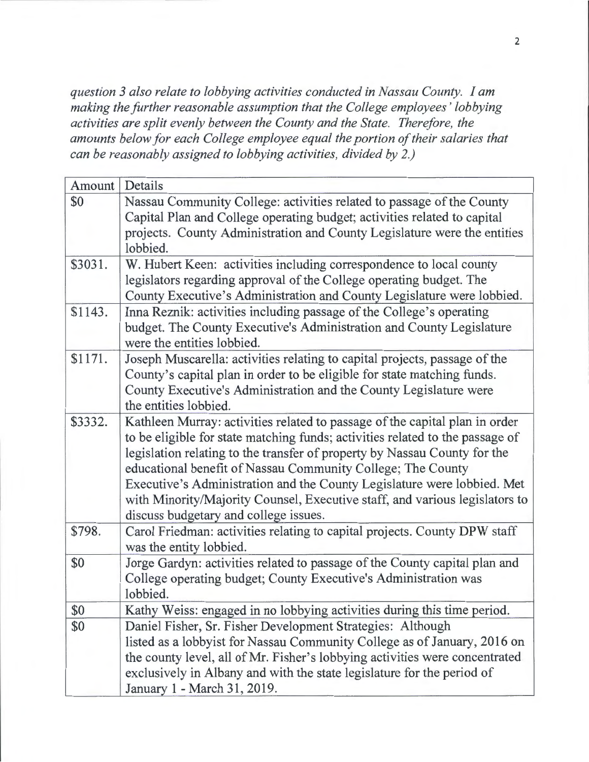*question 3 also relate to lobbying activities conducted in Nassau County. I am making the further reasonable assumption that the College employees' lobbying activities are split evenly between the County and the State. Therefore, the amounts below for each College employee equal the portion of their salaries that can be reasonably assigned to lobbying activities, divided by 2.)*

| Amount | Details |
|---|---|
| $0 | Nassau Community College: activities related to passage of the County Capital Plan and College operating budget; activities related to capital projects. County Administration and County Legislature were the entities lobbied. |
| $3031. | W. Hubert Keen: activities including correspondence to local county legislators regarding approval of the College operating budget. The County Executive's Administration and County Legislature were lobbied. |
| $1143. | Inna Reznik: activities including passage of the College's operating budget. The County Executive's Administration and County Legislature were the entities lobbied. |
| $1171. | Joseph Muscarella: activities relating to capital projects, passage of the County's capital plan in order to be eligible for state matching funds. County Executive's Administration and the County Legislature were the entities lobbied. |
| $3332. | Kathleen Murray: activities related to passage of the capital plan in order to be eligible for state matching funds; activities related to the passage of legislation relating to the transfer of property by Nassau County for the educational benefit of Nassau Community College; The County Executive's Administration and the County Legislature were lobbied. Met with Minority/Majority Counsel, Executive staff, and various legislators to discuss budgetary and college issues. |
| $798. | Carol Friedman: activities relating to capital projects. County DPW staff was the entity lobbied. |
| $0 | Jorge Gardyn: activities related to passage of the County capital plan and College operating budget; County Executive's Administration was lobbied. |
| $0 | Kathy Weiss: engaged in no lobbying activities during this time period. |
| $0 | Daniel Fisher, Sr. Fisher Development Strategies: Although listed as a lobbyist for Nassau Community College as of January, 2016 on the county level, all of Mr. Fisher's lobbying activities were concentrated exclusively in Albany and with the state legislature for the period of January 1 - March 31, 2019. |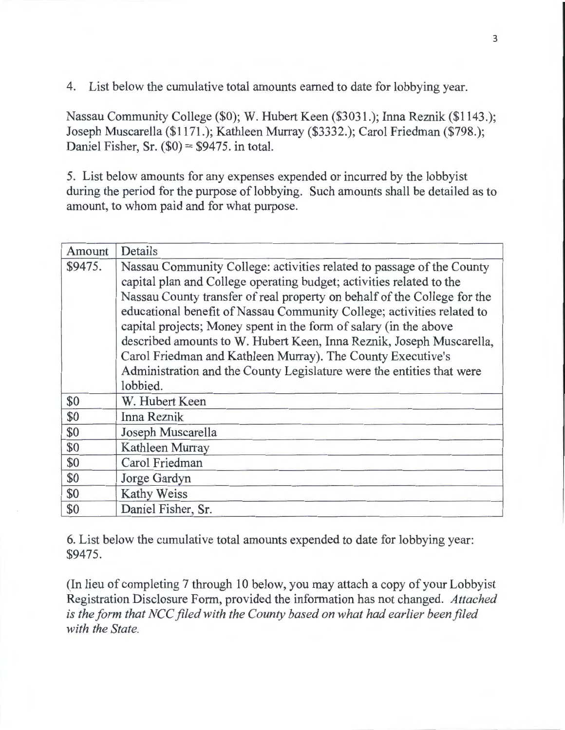4. List below the cumulative total amounts earned to date for lobbying year.

Nassau Community College ($0); W. Hubert Keen ($3031.); Inna Reznik ($1143.); Joseph Muscarella ($1171.); Kathleen Murray ($3332.); Carol Friedman ($798.); Daniel Fisher, Sr. ($0) = $9475. in total.

5. List below amounts for any expenses expended or incurred by the lobbyist during the period for the purpose of lobbying. Such amounts shall be detailed as to amount, to whom paid and for what purpose.

| Amount | Details |
|---|---|
| $9475. | Nassau Community College: activities related to passage of the County capital plan and College operating budget; activities related to the Nassau County transfer of real property on behalf of the College for the educational benefit of Nassau Community College; activities related to capital projects; Money spent in the form of salary (in the above described amounts to W. Hubert Keen, Inna Reznik, Joseph Muscarella, Carol Friedman and Kathleen Murray). The County Executive's Administration and the County Legislature were the entities that were lobbied. |
| $0 | W. Hubert Keen |
| $0 | Inna Reznik |
| $0 | Joseph Muscarella |
| $0 | Kathleen Murray |
| $0 | Carol Friedman |
| $0 | Jorge Gardyn |
| $0 | Kathy Weiss |
| $0 | Daniel Fisher, Sr. |

6. List below the cumulative total amounts expended to date for lobbying year: $9475.

(In lieu of completing 7 through 10 below, you may attach a copy of your Lobbyist Registration Disclosure Form, provided the information has not changed. *Attached is the form that NCC filed with the County based on what had earlier been filed with the State.*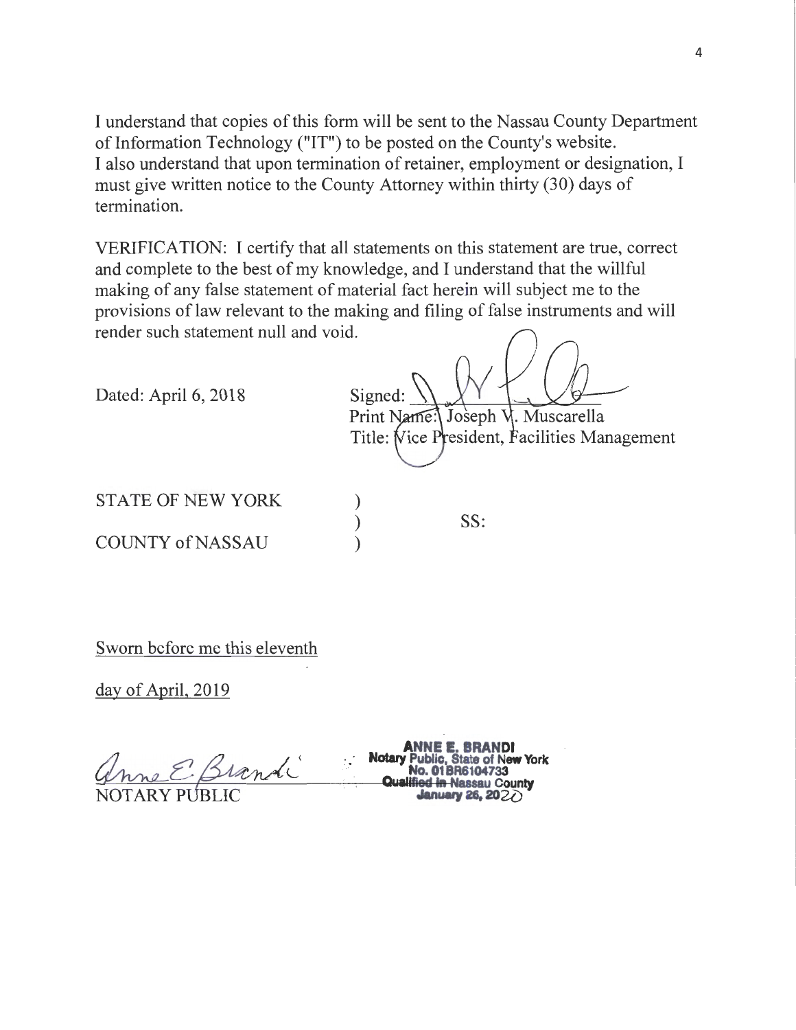I understand that copies of this form will be sent to the Nassau County Department of Information Technology ("IT") to be posted on the County's website.
I also understand that upon termination of retainer, employment or designation, I must give written notice to the County Attorney within thirty (30) days of termination.

VERIFICATION: I certify that all statements on this statement are true, correct and complete to the best of my knowledge, and I understand that the willful making of any false statement of material fact herein will subject me to the provisions of law relevant to the making and filing of false instruments and will render such statement null and void.

Dated: April 6, 2018

Signed: ______________
Print Name: Joseph V. Muscarella
Title: Vice President, Facilities Management

STATE OF NEW YORK )
) SS:
COUNTY of NASSAU )

Sworn before me this eleventh

day of April, 2019

______________
NOTARY PUBLIC

ANNE E. BRANDI
Notary Public, State of New York
No. 01BR6104733
Qualified in Nassau County
January 26, 2020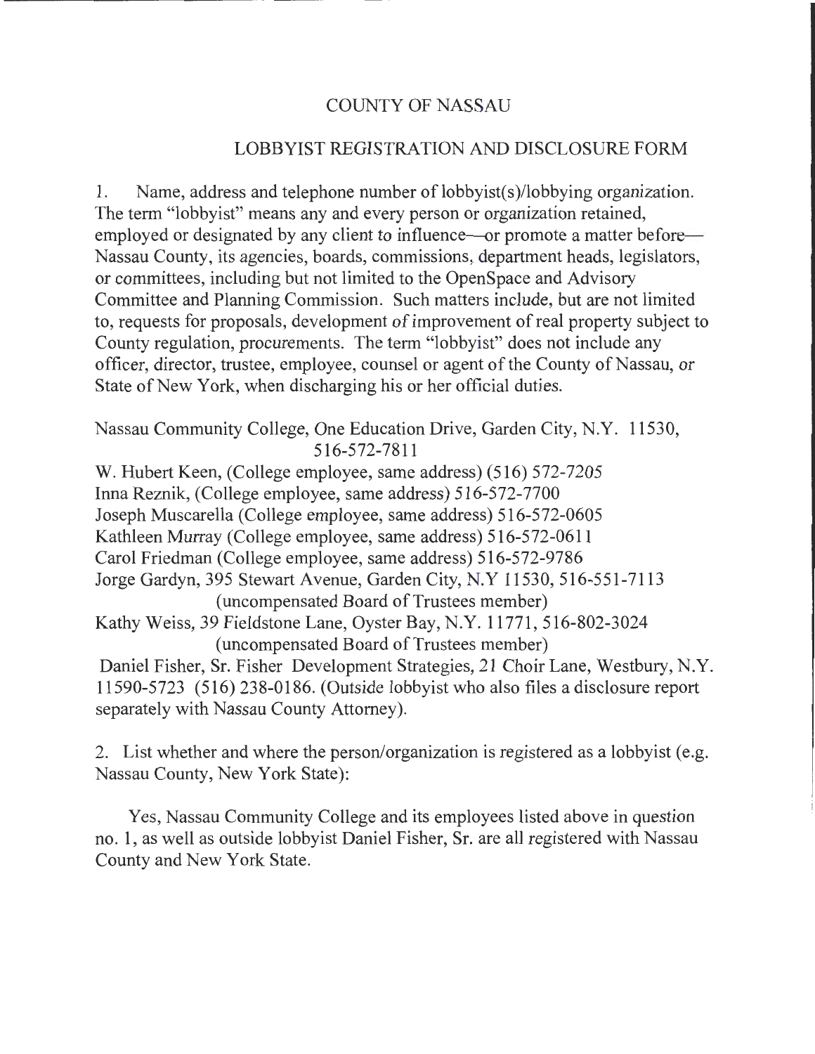# COUNTY OF NASSAU

## LOBBYIST REGISTRATION AND DISCLOSURE FORM

1. Name, address and telephone number of lobbyist(s)/lobbying organization. The term "lobbyist" means any and every person or organization retained, employed or designated by any client to influence—or promote a matter before—Nassau County, its agencies, boards, commissions, department heads, legislators, or committees, including but not limited to the OpenSpace and Advisory Committee and Planning Commission. Such matters include, but are not limited to, requests for proposals, development of improvement of real property subject to County regulation, procurements. The term "lobbyist" does not include any officer, director, trustee, employee, counsel or agent of the County of Nassau, or State of New York, when discharging his or her official duties.

Nassau Community College, One Education Drive, Garden City, N.Y. 11530, 516-572-7811
W. Hubert Keen, (College employee, same address) (516) 572-7205
Inna Reznik, (College employee, same address) 516-572-7700
Joseph Muscarella (College employee, same address) 516-572-0605
Kathleen Murray (College employee, same address) 516-572-0611
Carol Friedman (College employee, same address) 516-572-9786
Jorge Gardyn, 395 Stewart Avenue, Garden City, N.Y 11530, 516-551-7113 (uncompensated Board of Trustees member)
Kathy Weiss, 39 Fieldstone Lane, Oyster Bay, N.Y. 11771, 516-802-3024 (uncompensated Board of Trustees member)
Daniel Fisher, Sr. Fisher Development Strategies, 21 Choir Lane, Westbury, N.Y. 11590-5723 (516) 238-0186. (Outside lobbyist who also files a disclosure report separately with Nassau County Attorney).

2. List whether and where the person/organization is registered as a lobbyist (e.g. Nassau County, New York State):

Yes, Nassau Community College and its employees listed above in question no. 1, as well as outside lobbyist Daniel Fisher, Sr. are all registered with Nassau County and New York State.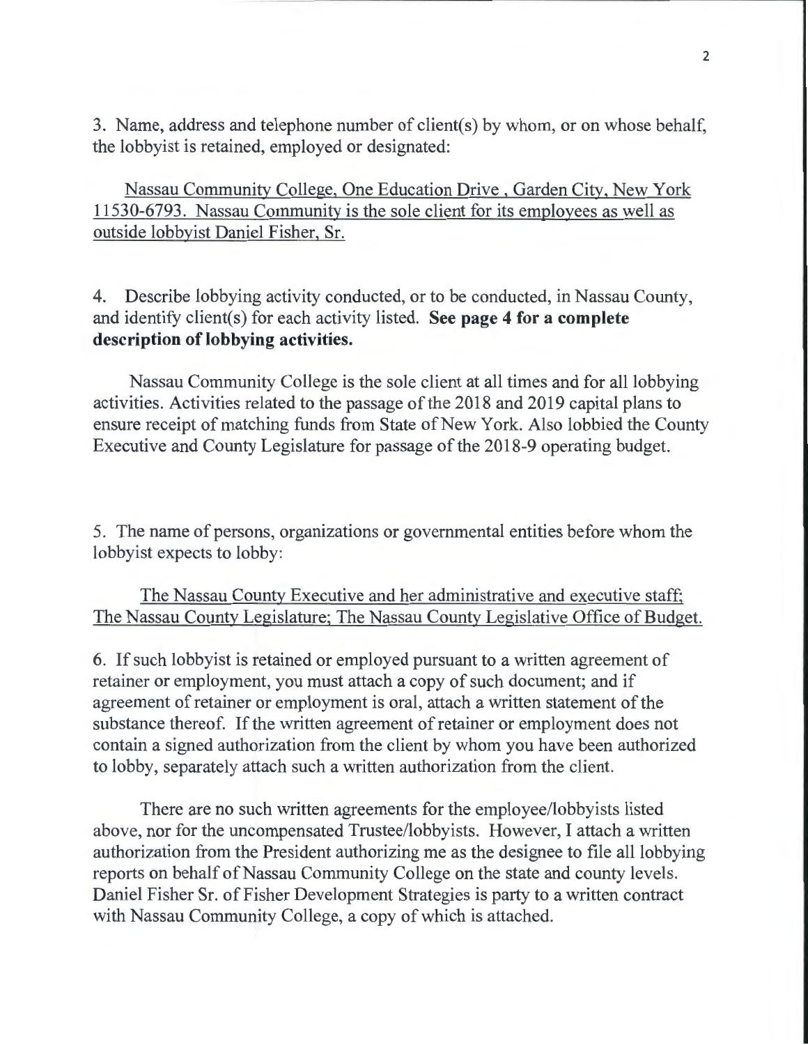3. Name, address and telephone number of client(s) by whom, or on whose behalf, the lobbyist is retained, employed or designated:

Nassau Community College, One Education Drive , Garden City, New York 11530-6793. Nassau Community is the sole client for its employees as well as outside lobbyist Daniel Fisher, Sr.

4. Describe lobbying activity conducted, or to be conducted, in Nassau County, and identify client(s) for each activity listed. **See page 4 for a complete description of lobbying activities.**

Nassau Community College is the sole client at all times and for all lobbying activities. Activities related to the passage of the 2018 and 2019 capital plans to ensure receipt of matching funds from State of New York. Also lobbied the County Executive and County Legislature for passage of the 2018-9 operating budget.

5. The name of persons, organizations or governmental entities before whom the lobbyist expects to lobby:

The Nassau County Executive and her administrative and executive staff; The Nassau County Legislature; The Nassau County Legislative Office of Budget.

6. If such lobbyist is retained or employed pursuant to a written agreement of retainer or employment, you must attach a copy of such document; and if agreement of retainer or employment is oral, attach a written statement of the substance thereof. If the written agreement of retainer or employment does not contain a signed authorization from the client by whom you have been authorized to lobby, separately attach such a written authorization from the client.

There are no such written agreements for the employee/lobbyists listed above, nor for the uncompensated Trustee/lobbyists. However, I attach a written authorization from the President authorizing me as the designee to file all lobbying reports on behalf of Nassau Community College on the state and county levels. Daniel Fisher Sr. of Fisher Development Strategies is party to a written contract with Nassau Community College, a copy of which is attached.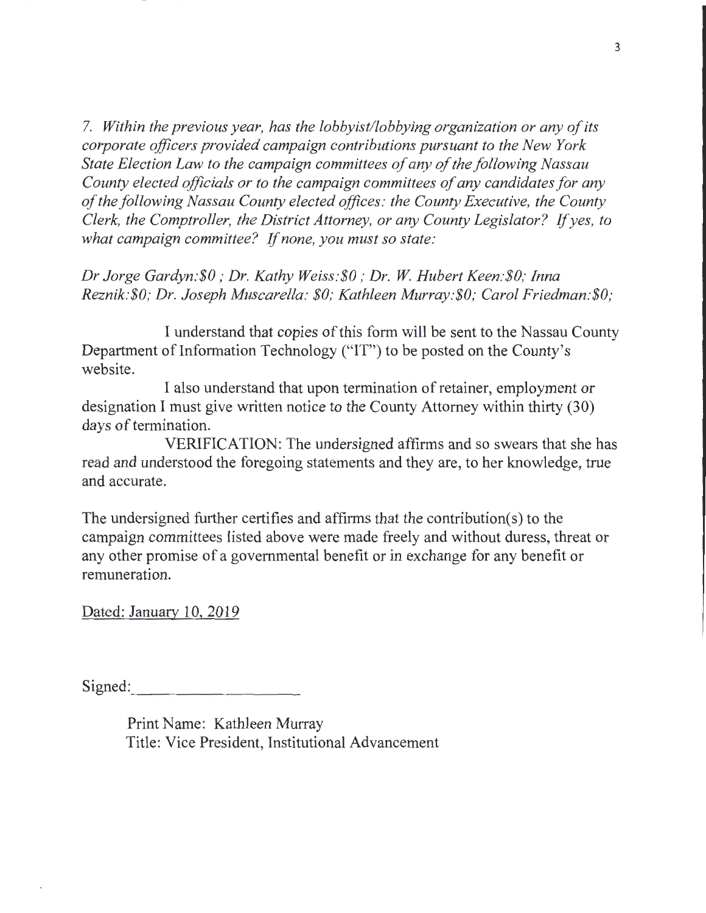*7. Within the previous year, has the lobbyist/lobbying organization or any of its corporate officers provided campaign contributions pursuant to the New York State Election Law to the campaign committees of any of the following Nassau County elected officials or to the campaign committees of any candidates for any of the following Nassau County elected offices: the County Executive, the County Clerk, the Comptroller, the District Attorney, or any County Legislator? If yes, to what campaign committee? If none, you must so state:*

*Dr Jorge Gardyn:$0 ; Dr. Kathy Weiss:$0 ; Dr. W. Hubert Keen:$0; Inna Reznik:$0; Dr. Joseph Muscarella: $0; Kathleen Murray:$0; Carol Friedman:$0;*

I understand that copies of this form will be sent to the Nassau County Department of Information Technology ("IT") to be posted on the County's website.

I also understand that upon termination of retainer, employment or designation I must give written notice to the County Attorney within thirty (30) days of termination.

VERIFICATION: The undersigned affirms and so swears that she has read and understood the foregoing statements and they are, to her knowledge, true and accurate.

The undersigned further certifies and affirms that the contribution(s) to the campaign committees listed above were made freely and without duress, threat or any other promise of a governmental benefit or in exchange for any benefit or remuneration.

Dated: January 10, 2019

Signed: ____________________

Print Name: Kathleen Murray
Title: Vice President, Institutional Advancement